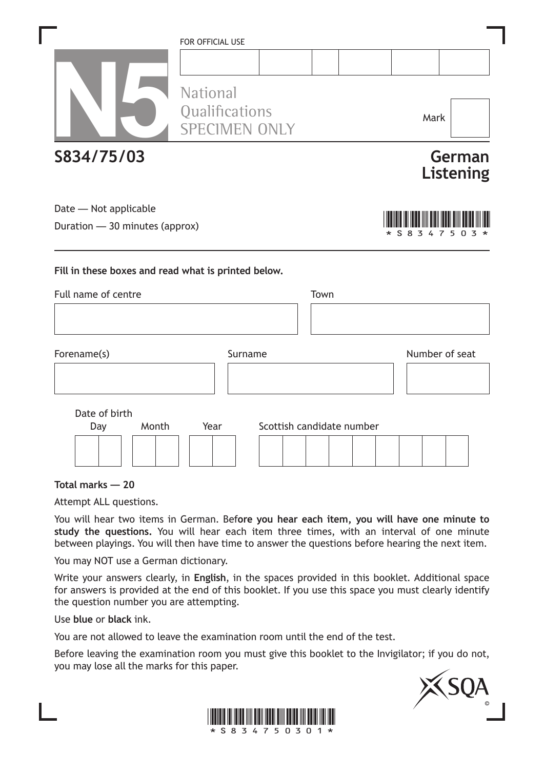FOR OFFICIAL USE

N5

National Qualifications SPECIMEN ONLY

Mark

# S834/75/03

# German Listening

Date — Not applicable

Duration — 30 minutes (approx)

\*S834750 3\*

**Fill in these boxes and read what is printed below.**

Full name of centre

Town

Forename(s)

Surname

Number of seat

Date of birth

Day Month Year

Scottish candidate number

**Total marks — 20**

Attempt ALL questions.

You will hear two items in German. **Before you hear each item, you will have one minute to study the questions.** You will hear each item three times, with an interval of one minute between playings. You will then have time to answer the questions before hearing the next item.

You may NOT use a German dictionary.

Write your answers clearly, in **English**, in the spaces provided in this booklet. Additional space for answers is provided at the end of this booklet. If you use this space you must clearly identify the question number you are attempting.

Use **blue** or **black** ink.

You are not allowed to leave the examination room until the end of the test.

Before leaving the examination room you must give this booklet to the Invigilator; if you do not, you may lose all the marks for this paper.

\*S83475030 1\*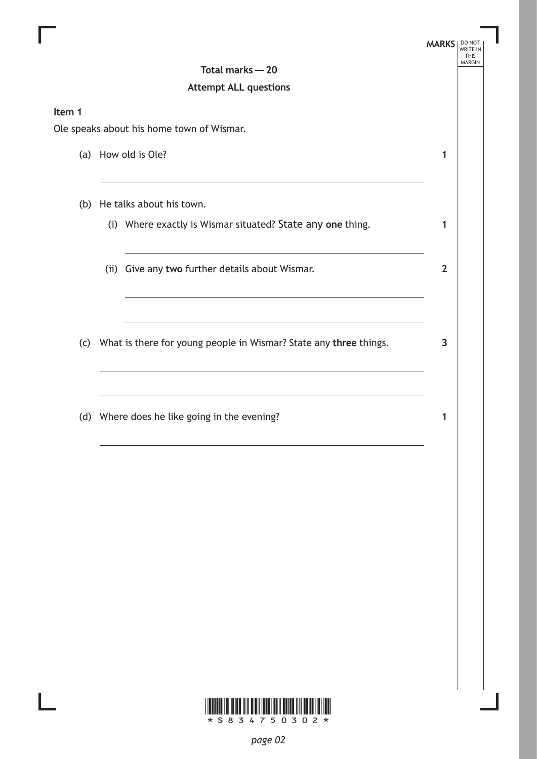**Total marks — 20**

**Attempt ALL questions**

**Item 1**

Ole speaks about his home town of Wismar.

(a) How old is Ole? **1**

(b) He talks about his town.

(i) Where exactly is Wismar situated? State any **one** thing. **1**

(ii) Give any **two** further details about Wismar. **2**

(c) What is there for young people in Wismar? State any **three** things. **3**

(d) Where does he like going in the evening? **1**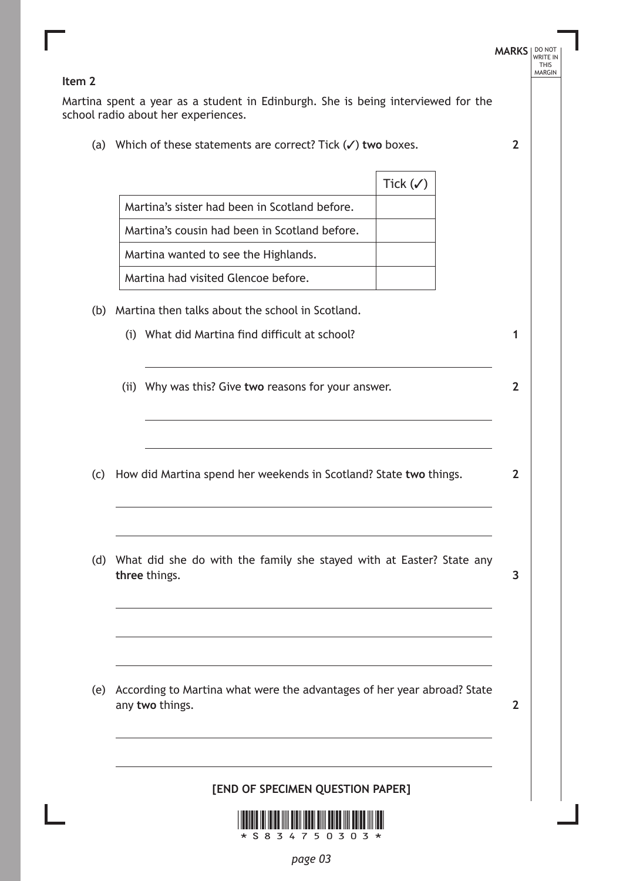**Item 2**

Martina spent a year as a student in Edinburgh. She is being interviewed for the school radio about her experiences.

(a) Which of these statements are correct? Tick (✓) **two** boxes. **2**

| | Tick (✓) |
|---|---|
| Martina's sister had been in Scotland before. | |
| Martina's cousin had been in Scotland before. | |
| Martina wanted to see the Highlands. | |
| Martina had visited Glencoe before. | |

(b) Martina then talks about the school in Scotland.

(i) What did Martina find difficult at school? **1**

(ii) Why was this? Give **two** reasons for your answer. **2**

(c) How did Martina spend her weekends in Scotland? State **two** things. **2**

(d) What did she do with the family she stayed with at Easter? State any **three** things. **3**

(e) According to Martina what were the advantages of her year abroad? State any **two** things. **2**

**[END OF SPECIMEN QUESTION PAPER]**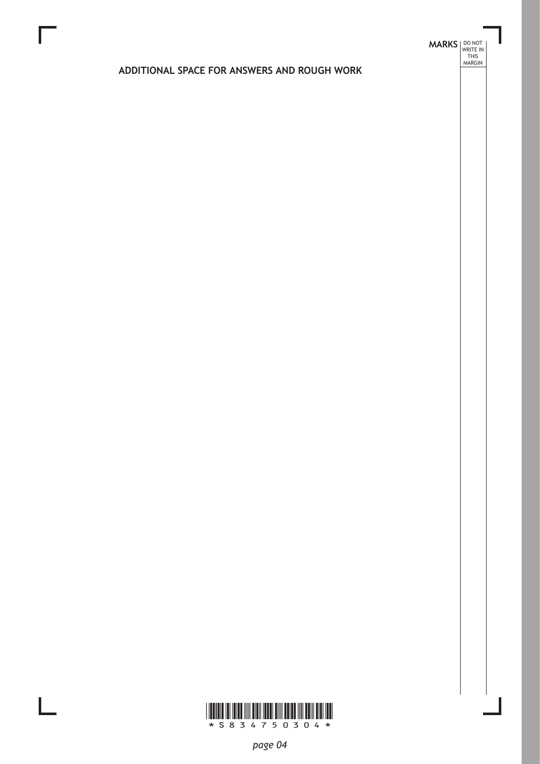MARKS DO NOT WRITE IN THIS MARGIN

## ADDITIONAL SPACE FOR ANSWERS AND ROUGH WORK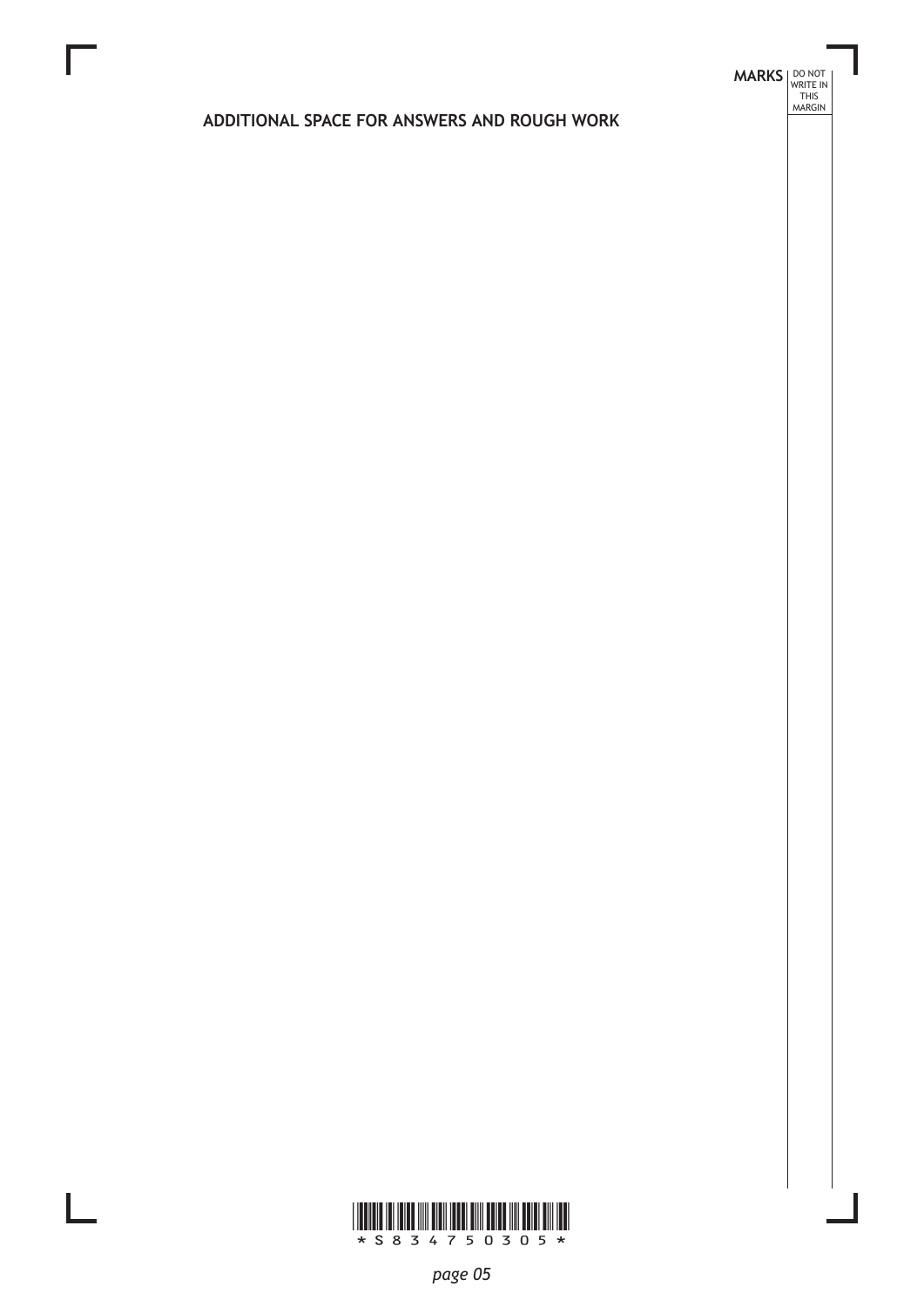## ADDITIONAL SPACE FOR ANSWERS AND ROUGH WORK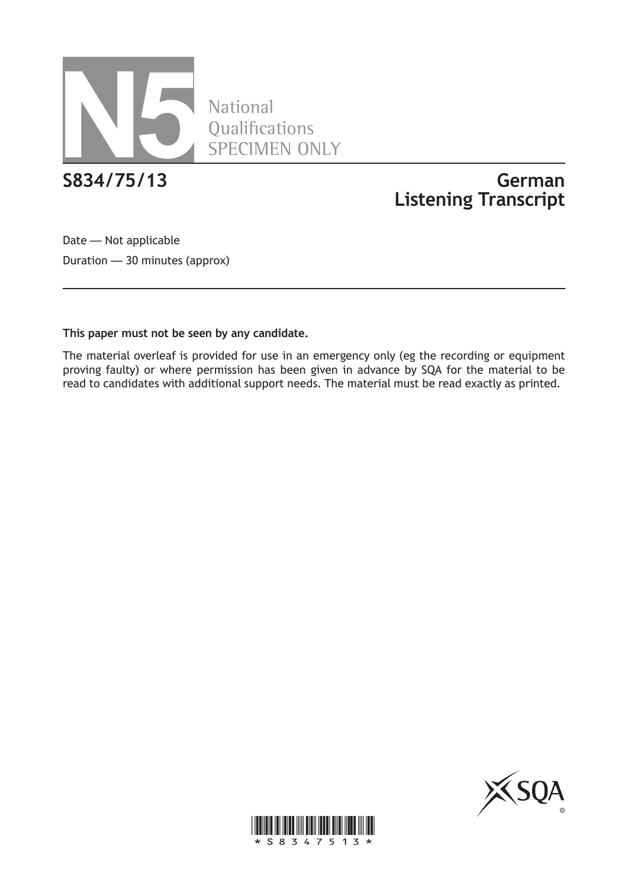# N5 National Qualifications SPECIMEN ONLY

**S834/75/13**

**German Listening Transcript**

Date — Not applicable

Duration — 30 minutes (approx)

**This paper must not be seen by any candidate.**

The material overleaf is provided for use in an emergency only (eg the recording or equipment proving faulty) or where permission has been given in advance by SQA for the material to be read to candidates with additional support needs. The material must be read exactly as printed.

©

*S83475 13*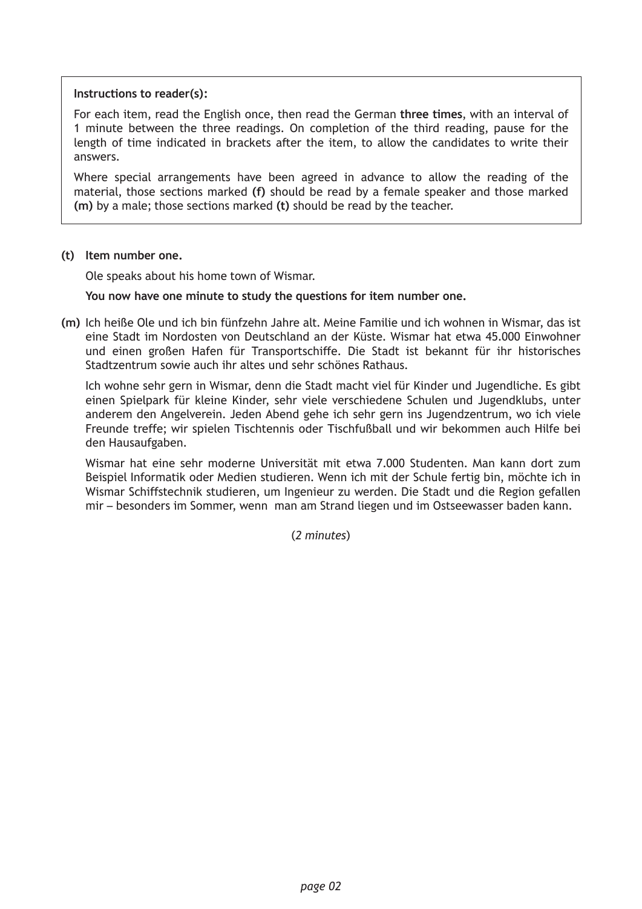> **Instructions to reader(s):**
>
> For each item, read the English once, then read the German **three times**, with an interval of 1 minute between the three readings. On completion of the third reading, pause for the length of time indicated in brackets after the item, to allow the candidates to write their answers.
>
> Where special arrangements have been agreed in advance to allow the reading of the material, those sections marked **(f)** should be read by a female speaker and those marked **(m)** by a male; those sections marked **(t)** should be read by the teacher.

**(t) Item number one.**

Ole speaks about his home town of Wismar.

**You now have one minute to study the questions for item number one.**

**(m)** Ich heiße Ole und ich bin fünfzehn Jahre alt. Meine Familie und ich wohnen in Wismar, das ist eine Stadt im Nordosten von Deutschland an der Küste. Wismar hat etwa 45.000 Einwohner und einen großen Hafen für Transportschiffe. Die Stadt ist bekannt für ihr historisches Stadtzentrum sowie auch ihr altes und sehr schönes Rathaus.

Ich wohne sehr gern in Wismar, denn die Stadt macht viel für Kinder und Jugendliche. Es gibt einen Spielpark für kleine Kinder, sehr viele verschiedene Schulen und Jugendklubs, unter anderem den Angelverein. Jeden Abend gehe ich sehr gern ins Jugendzentrum, wo ich viele Freunde treffe; wir spielen Tischtennis oder Tischfußball und wir bekommen auch Hilfe bei den Hausaufgaben.

Wismar hat eine sehr moderne Universität mit etwa 7.000 Studenten. Man kann dort zum Beispiel Informatik oder Medien studieren. Wenn ich mit der Schule fertig bin, möchte ich in Wismar Schiffstechnik studieren, um Ingenieur zu werden. Die Stadt und die Region gefallen mir – besonders im Sommer, wenn man am Strand liegen und im Ostseewasser baden kann.

(*2 minutes*)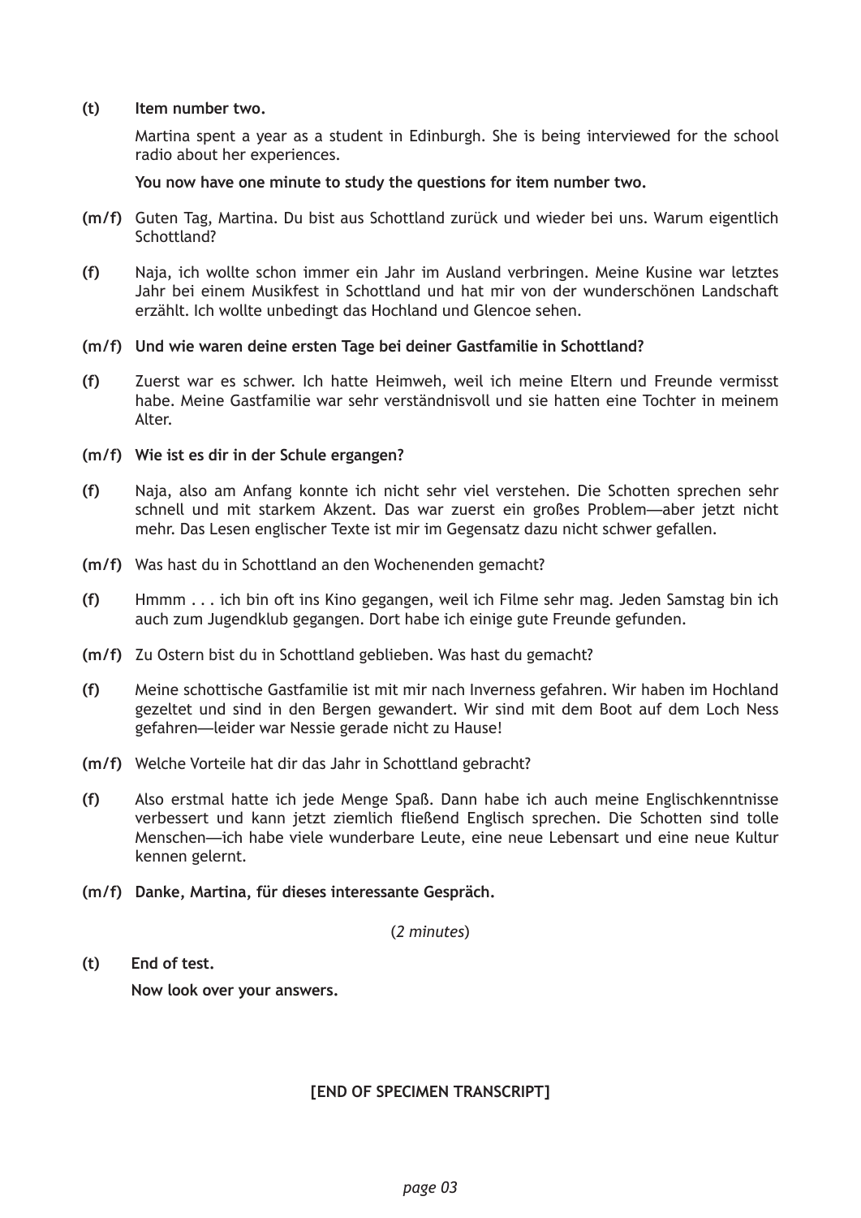**(t)** **Item number two.**

Martina spent a year as a student in Edinburgh. She is being interviewed for the school radio about her experiences.

**You now have one minute to study the questions for item number two.**

**(m/f)** Guten Tag, Martina. Du bist aus Schottland zurück und wieder bei uns. Warum eigentlich Schottland?

**(f)** Naja, ich wollte schon immer ein Jahr im Ausland verbringen. Meine Kusine war letztes Jahr bei einem Musikfest in Schottland und hat mir von der wunderschönen Landschaft erzählt. Ich wollte unbedingt das Hochland und Glencoe sehen.

**(m/f)** **Und wie waren deine ersten Tage bei deiner Gastfamilie in Schottland?**

**(f)** Zuerst war es schwer. Ich hatte Heimweh, weil ich meine Eltern und Freunde vermisst habe. Meine Gastfamilie war sehr verständnisvoll und sie hatten eine Tochter in meinem Alter.

**(m/f)** **Wie ist es dir in der Schule ergangen?**

**(f)** Naja, also am Anfang konnte ich nicht sehr viel verstehen. Die Schotten sprechen sehr schnell und mit starkem Akzent. Das war zuerst ein großes Problem—aber jetzt nicht mehr. Das Lesen englischer Texte ist mir im Gegensatz dazu nicht schwer gefallen.

**(m/f)** Was hast du in Schottland an den Wochenenden gemacht?

**(f)** Hmmm . . . ich bin oft ins Kino gegangen, weil ich Filme sehr mag. Jeden Samstag bin ich auch zum Jugendklub gegangen. Dort habe ich einige gute Freunde gefunden.

**(m/f)** Zu Ostern bist du in Schottland geblieben. Was hast du gemacht?

**(f)** Meine schottische Gastfamilie ist mit mir nach Inverness gefahren. Wir haben im Hochland gezeltet und sind in den Bergen gewandert. Wir sind mit dem Boot auf dem Loch Ness gefahren—leider war Nessie gerade nicht zu Hause!

**(m/f)** Welche Vorteile hat dir das Jahr in Schottland gebracht?

**(f)** Also erstmal hatte ich jede Menge Spaß. Dann habe ich auch meine Englischkenntnisse verbessert und kann jetzt ziemlich fließend Englisch sprechen. Die Schotten sind tolle Menschen—ich habe viele wunderbare Leute, eine neue Lebensart und eine neue Kultur kennen gelernt.

**(m/f)** **Danke, Martina, für dieses interessante Gespräch.**

(*2 minutes*)

**(t)** **End of test.**

**Now look over your answers.**

**[END OF SPECIMEN TRANSCRIPT]**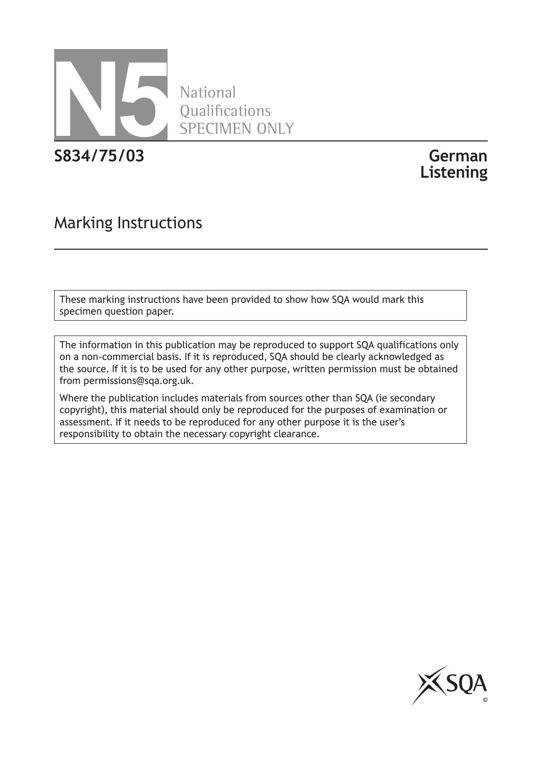# N5 National Qualifications SPECIMEN ONLY

**S834/75/03**

**German**
**Listening**

## Marking Instructions

These marking instructions have been provided to show how SQA would mark this specimen question paper.

The information in this publication may be reproduced to support SQA qualifications only on a non-commercial basis. If it is reproduced, SQA should be clearly acknowledged as the source. If it is to be used for any other purpose, written permission must be obtained from permissions@sqa.org.uk.

Where the publication includes materials from sources other than SQA (ie secondary copyright), this material should only be reproduced for the purposes of examination or assessment. If it needs to be reproduced for any other purpose it is the user's responsibility to obtain the necessary copyright clearance.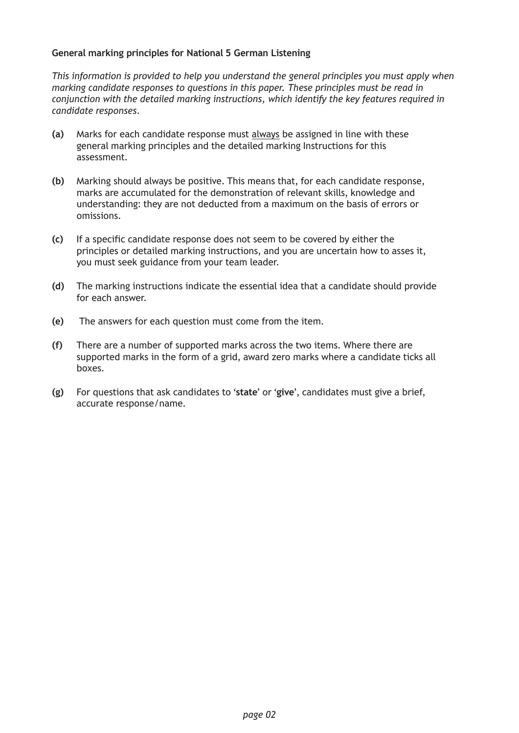**General marking principles for National 5 German Listening**

*This information is provided to help you understand the general principles you must apply when marking candidate responses to questions in this paper. These principles must be read in conjunction with the detailed marking instructions, which identify the key features required in candidate responses.*

**(a)** Marks for each candidate response must always be assigned in line with these general marking principles and the detailed marking Instructions for this assessment.

**(b)** Marking should always be positive. This means that, for each candidate response, marks are accumulated for the demonstration of relevant skills, knowledge and understanding: they are not deducted from a maximum on the basis of errors or omissions.

**(c)** If a specific candidate response does not seem to be covered by either the principles or detailed marking instructions, and you are uncertain how to asses it, you must seek guidance from your team leader.

**(d)** The marking instructions indicate the essential idea that a candidate should provide for each answer.

**(e)** The answers for each question must come from the item.

**(f)** There are a number of supported marks across the two items. Where there are supported marks in the form of a grid, award zero marks where a candidate ticks all boxes.

**(g)** For questions that ask candidates to '**state**' or '**give**', candidates must give a brief, accurate response/name.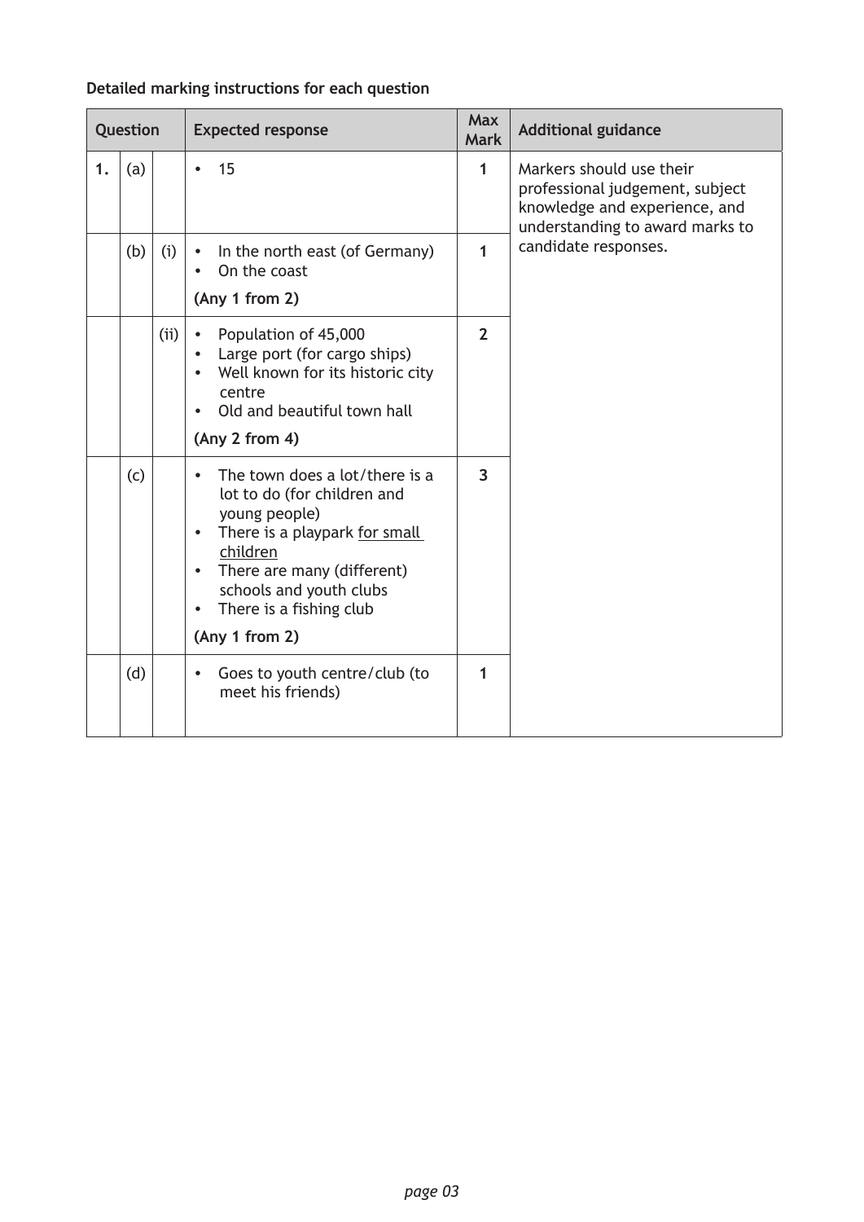**Detailed marking instructions for each question**

| Question | | | Expected response | Max Mark | Additional guidance |
|---|---|---|---|---|---|
| 1. | (a) | | • 15 | 1 | Markers should use their professional judgement, subject knowledge and experience, and understanding to award marks to candidate responses. |
| | (b) | (i) | • In the north east (of Germany)<br>• On the coast<br>**(Any 1 from 2)** | 1 | |
| | | (ii) | • Population of 45,000<br>• Large port (for cargo ships)<br>• Well known for its historic city centre<br>• Old and beautiful town hall<br>**(Any 2 from 4)** | 2 | |
| | (c) | | • The town does a lot/there is a lot to do (for children and young people)<br>• There is a playpark <u>for small children</u><br>• There are many (different) schools and youth clubs<br>• There is a fishing club<br>**(Any 1 from 2)** | 3 | |
| | (d) | | • Goes to youth centre/club (to meet his friends) | 1 | |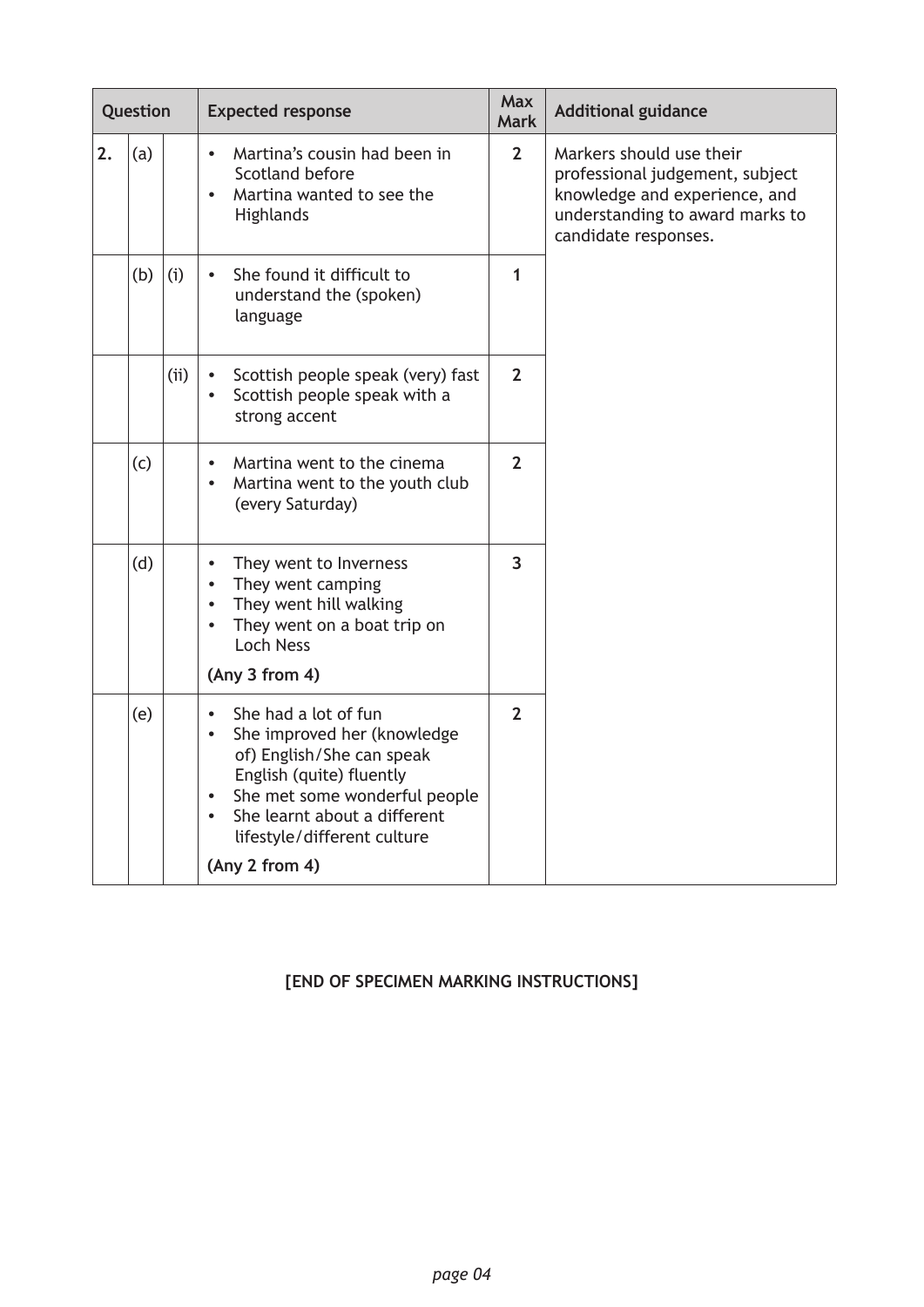| Question | | | Expected response | Max Mark | Additional guidance |
|---|---|---|---|---|---|
| 2. | (a) | | • Martina's cousin had been in Scotland before<br>• Martina wanted to see the Highlands | 2 | Markers should use their professional judgement, subject knowledge and experience, and understanding to award marks to candidate responses. |
| | (b) | (i) | • She found it difficult to understand the (spoken) language | 1 | |
| | | (ii) | • Scottish people speak (very) fast<br>• Scottish people speak with a strong accent | 2 | |
| | (c) | | • Martina went to the cinema<br>• Martina went to the youth club (every Saturday) | 2 | |
| | (d) | | • They went to Inverness<br>• They went camping<br>• They went hill walking<br>• They went on a boat trip on Loch Ness<br>**(Any 3 from 4)** | 3 | |
| | (e) | | • She had a lot of fun<br>• She improved her (knowledge of) English/She can speak English (quite) fluently<br>• She met some wonderful people<br>• She learnt about a different lifestyle/different culture<br>**(Any 2 from 4)** | 2 | |

**[END OF SPECIMEN MARKING INSTRUCTIONS]**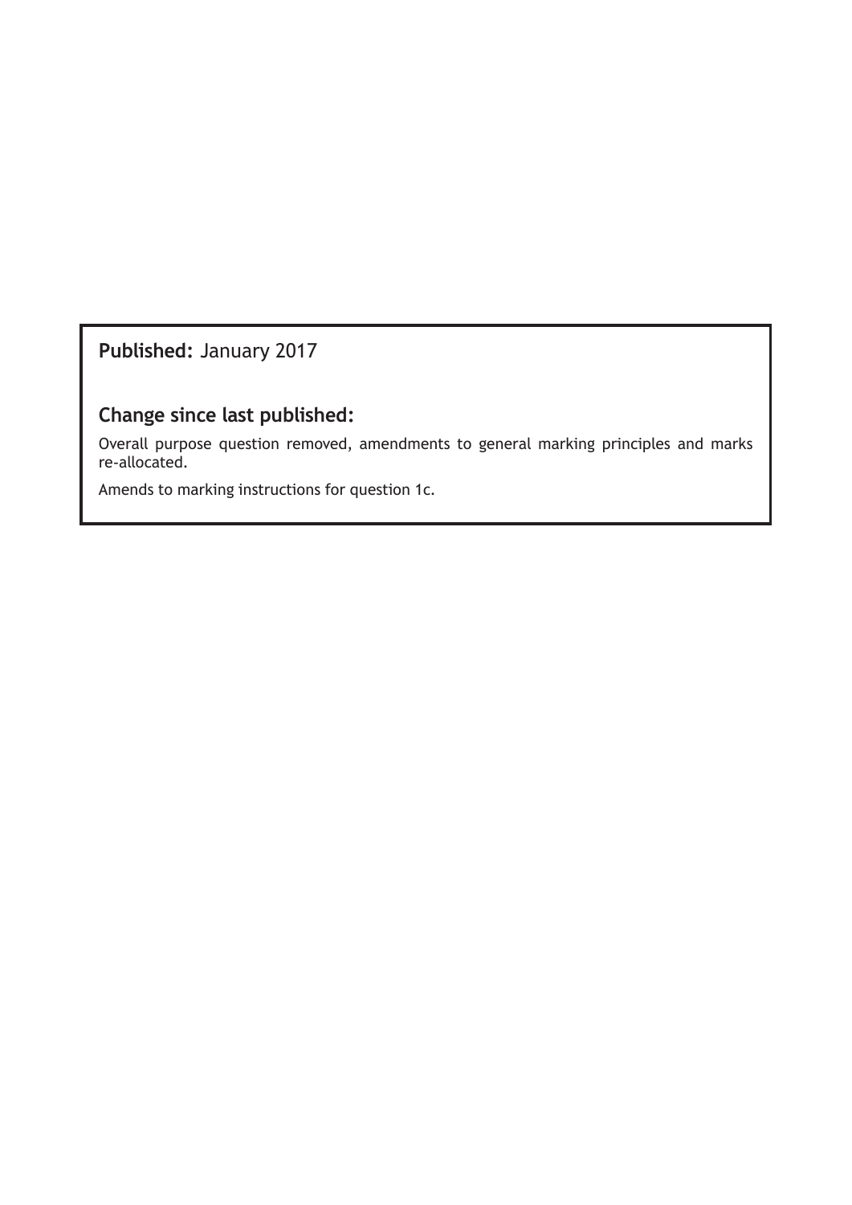**Published:** January 2017

## Change since last published:

Overall purpose question removed, amendments to general marking principles and marks re-allocated.

Amends to marking instructions for question 1c.